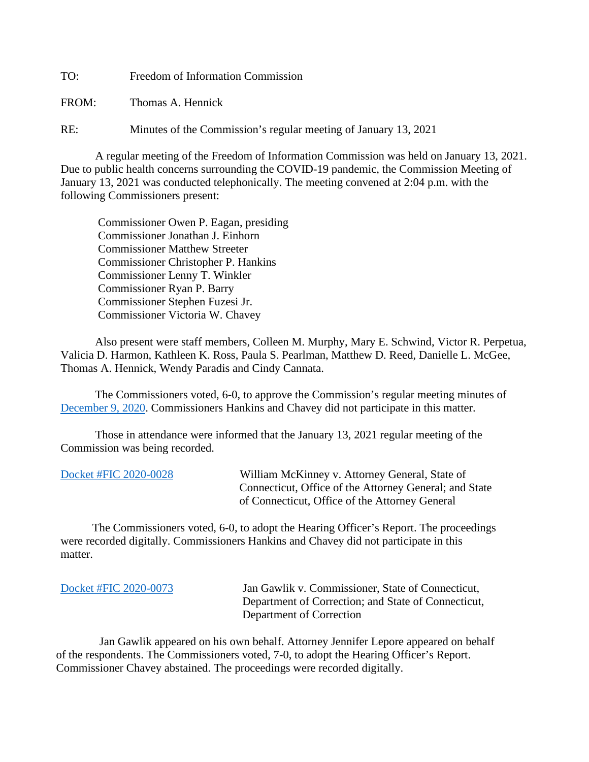TO: Freedom of Information Commission

FROM: Thomas A. Hennick

RE: Minutes of the Commission's regular meeting of January 13, 2021

A regular meeting of the Freedom of Information Commission was held on January 13, 2021. Due to public health concerns surrounding the COVID-19 pandemic, the Commission Meeting of January 13, 2021 was conducted telephonically. The meeting convened at 2:04 p.m. with the following Commissioners present:

Commissioner Owen P. Eagan, presiding
Commissioner Jonathan J. Einhorn
Commissioner Matthew Streeter
Commissioner Christopher P. Hankins
Commissioner Lenny T. Winkler
Commissioner Ryan P. Barry
Commissioner Stephen Fuzesi Jr.
Commissioner Victoria W. Chavey

Also present were staff members, Colleen M. Murphy, Mary E. Schwind, Victor R. Perpetua, Valicia D. Harmon, Kathleen K. Ross, Paula S. Pearlman, Matthew D. Reed, Danielle L. McGee, Thomas A. Hennick, Wendy Paradis and Cindy Cannata.

The Commissioners voted, 6-0, to approve the Commission's regular meeting minutes of December 9, 2020. Commissioners Hankins and Chavey did not participate in this matter.

Those in attendance were informed that the January 13, 2021 regular meeting of the Commission was being recorded.

Docket #FIC 2020-0028 — William McKinney v. Attorney General, State of Connecticut, Office of the Attorney General; and State of Connecticut, Office of the Attorney General

The Commissioners voted, 6-0, to adopt the Hearing Officer's Report. The proceedings were recorded digitally. Commissioners Hankins and Chavey did not participate in this matter.

Docket #FIC 2020-0073 — Jan Gawlik v. Commissioner, State of Connecticut, Department of Correction; and State of Connecticut, Department of Correction

Jan Gawlik appeared on his own behalf. Attorney Jennifer Lepore appeared on behalf of the respondents. The Commissioners voted, 7-0, to adopt the Hearing Officer's Report. Commissioner Chavey abstained. The proceedings were recorded digitally.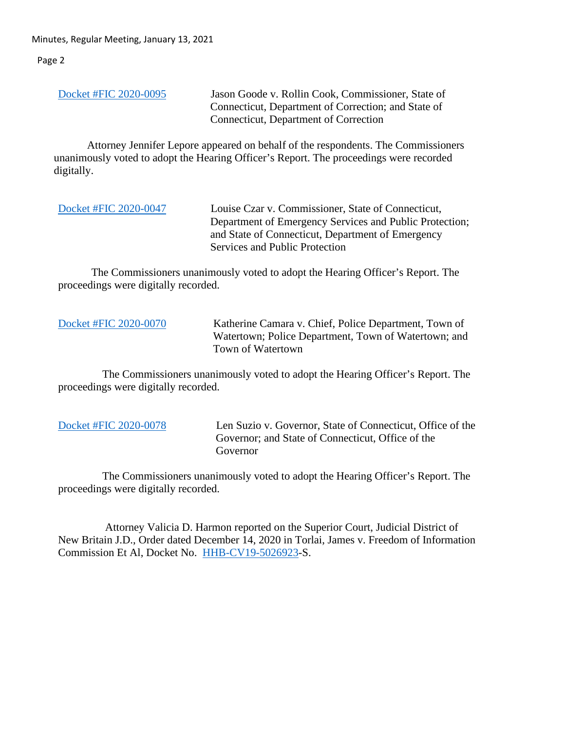[Docket #FIC 2020-0095](#) Jason Goode v. Rollin Cook, Commissioner, State of Connecticut, Department of Correction; and State of Connecticut, Department of Correction

Attorney Jennifer Lepore appeared on behalf of the respondents. The Commissioners unanimously voted to adopt the Hearing Officer's Report. The proceedings were recorded digitally.

[Docket #FIC 2020-0047](#) Louise Czar v. Commissioner, State of Connecticut, Department of Emergency Services and Public Protection; and State of Connecticut, Department of Emergency Services and Public Protection

The Commissioners unanimously voted to adopt the Hearing Officer's Report. The proceedings were digitally recorded.

[Docket #FIC 2020-0070](#) Katherine Camara v. Chief, Police Department, Town of Watertown; Police Department, Town of Watertown; and Town of Watertown

The Commissioners unanimously voted to adopt the Hearing Officer's Report. The proceedings were digitally recorded.

[Docket #FIC 2020-0078](#) Len Suzio v. Governor, State of Connecticut, Office of the Governor; and State of Connecticut, Office of the Governor

The Commissioners unanimously voted to adopt the Hearing Officer's Report. The proceedings were digitally recorded.

Attorney Valicia D. Harmon reported on the Superior Court, Judicial District of New Britain J.D., Order dated December 14, 2020 in Torlai, James v. Freedom of Information Commission Et Al, Docket No. [HHB-CV19-5026923](#)-S.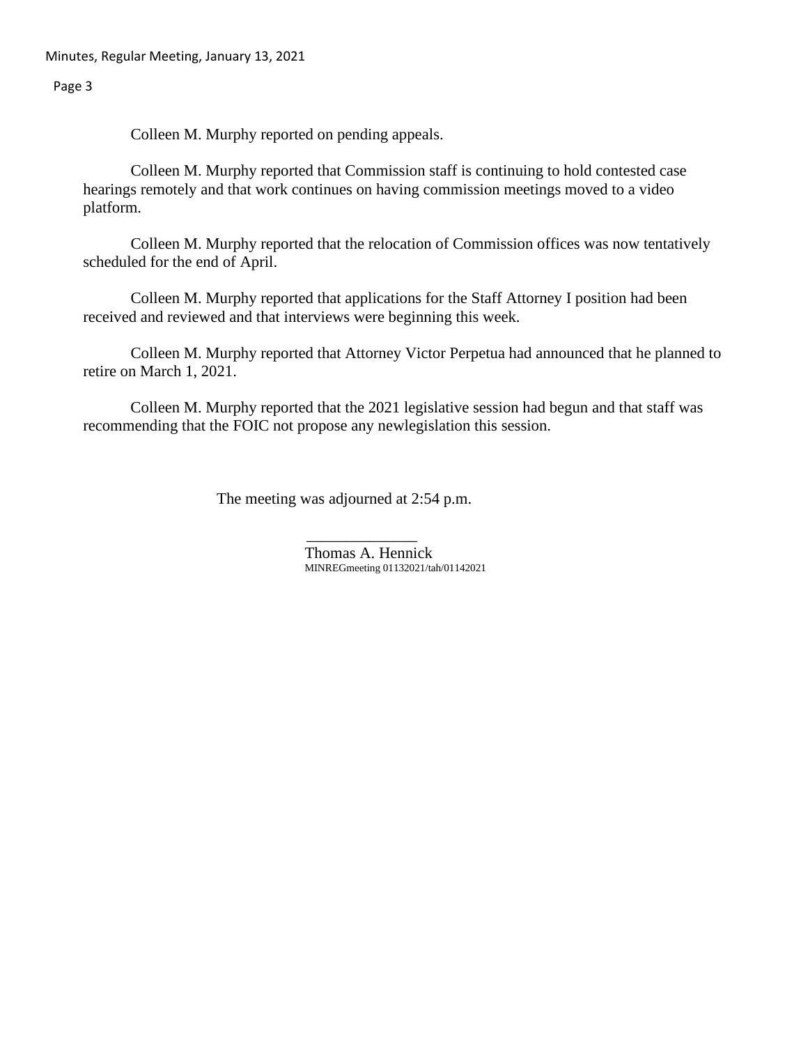Colleen M. Murphy reported on pending appeals.

Colleen M. Murphy reported that Commission staff is continuing to hold contested case hearings remotely and that work continues on having commission meetings moved to a video platform.

Colleen M. Murphy reported that the relocation of Commission offices was now tentatively scheduled for the end of April.

Colleen M. Murphy reported that applications for the Staff Attorney I position had been received and reviewed and that interviews were beginning this week.

Colleen M. Murphy reported that Attorney Victor Perpetua had announced that he planned to retire on March 1, 2021.

Colleen M. Murphy reported that the 2021 legislative session had begun and that staff was recommending that the FOIC not propose any newlegislation this session.

The meeting was adjourned at 2:54 p.m.

______________

Thomas A. Hennick

MINREGmeeting 01132021/tah/01142021